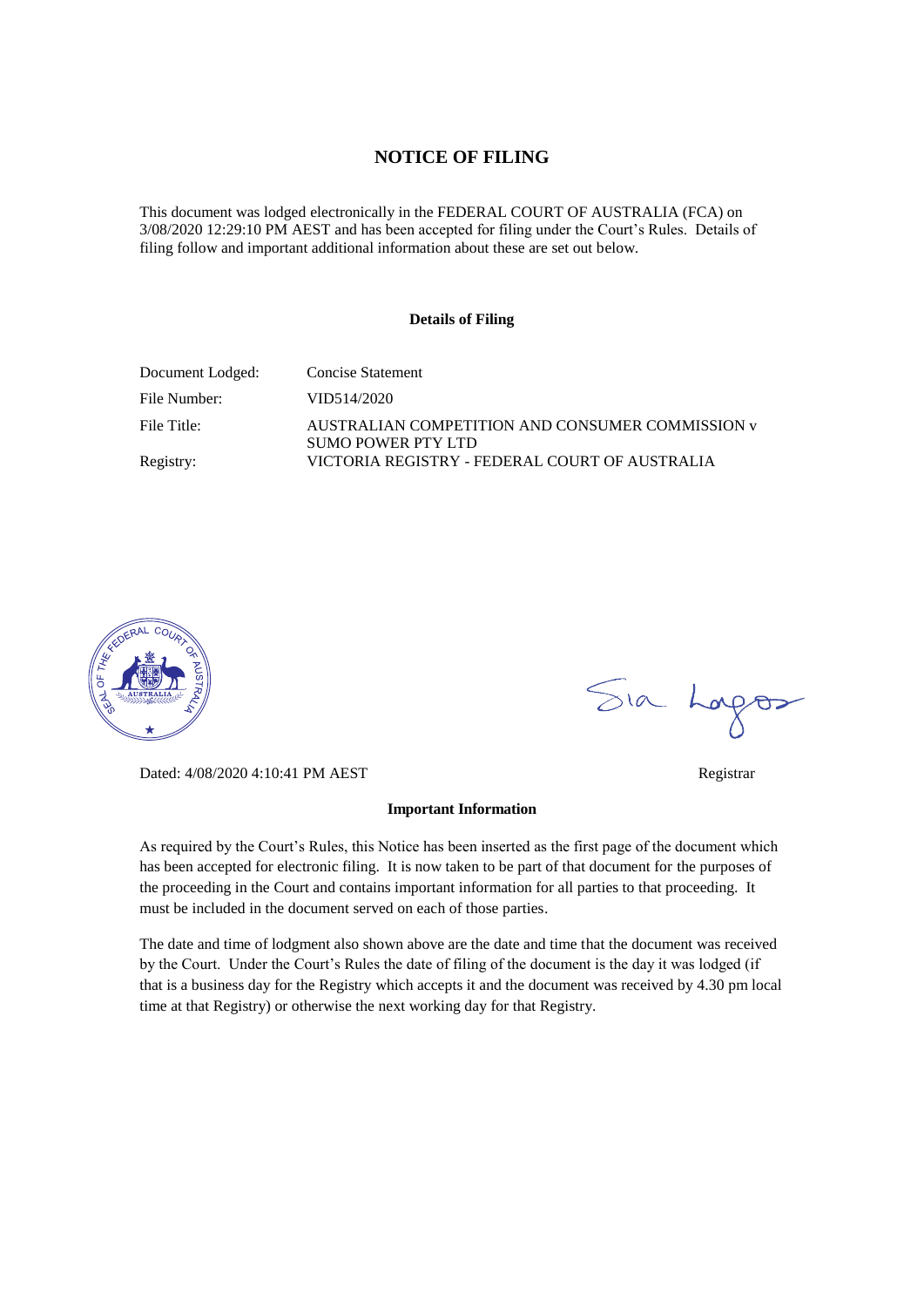# NOTICE OF FILING

This document was lodged electronically in the FEDERAL COURT OF AUSTRALIA (FCA) on 3/08/2020 12:29:10 PM AEST and has been accepted for filing under the Court's Rules. Details of filing follow and important additional information about these are set out below.

### Details of Filing

| | |
|---|---|
| Document Lodged: | Concise Statement |
| File Number: | VID514/2020 |
| File Title: | AUSTRALIAN COMPETITION AND CONSUMER COMMISSION v SUMO POWER PTY LTD |
| Registry: | VICTORIA REGISTRY - FEDERAL COURT OF AUSTRALIA |

Dated: 4/08/2020 4:10:41 PM AEST

Registrar

### Important Information

As required by the Court's Rules, this Notice has been inserted as the first page of the document which has been accepted for electronic filing. It is now taken to be part of that document for the purposes of the proceeding in the Court and contains important information for all parties to that proceeding. It must be included in the document served on each of those parties.

The date and time of lodgment also shown above are the date and time that the document was received by the Court. Under the Court's Rules the date of filing of the document is the day it was lodged (if that is a business day for the Registry which accepts it and the document was received by 4.30 pm local time at that Registry) or otherwise the next working day for that Registry.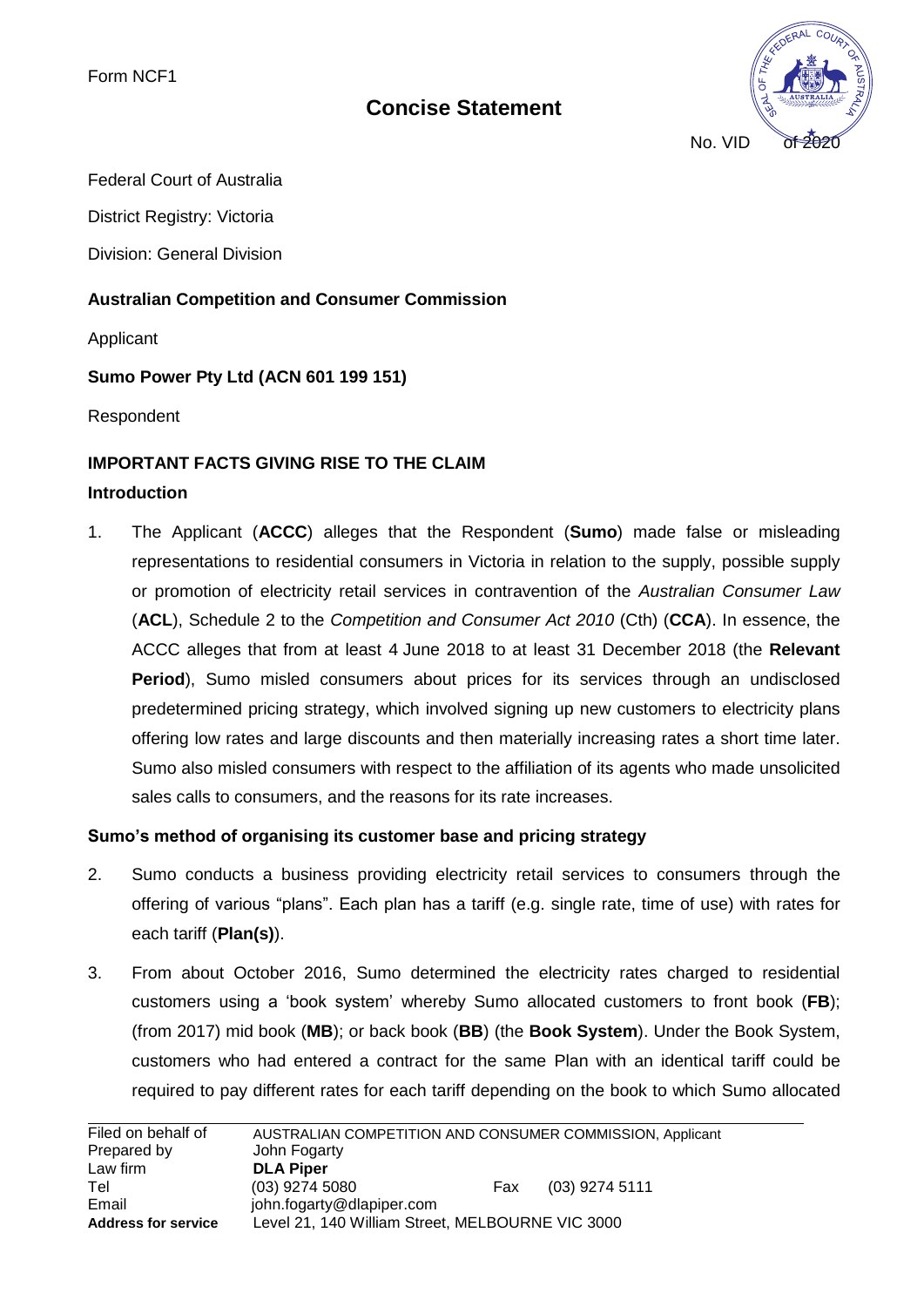Form NCF1

# Concise Statement

No. VID of 2020

Federal Court of Australia

District Registry: Victoria

Division: General Division

**Australian Competition and Consumer Commission**

Applicant

**Sumo Power Pty Ltd (ACN 601 199 151)**

Respondent

## IMPORTANT FACTS GIVING RISE TO THE CLAIM

### Introduction

1. The Applicant (**ACCC**) alleges that the Respondent (**Sumo**) made false or misleading representations to residential consumers in Victoria in relation to the supply, possible supply or promotion of electricity retail services in contravention of the *Australian Consumer Law* (**ACL**), Schedule 2 to the *Competition and Consumer Act 2010* (Cth) (**CCA**). In essence, the ACCC alleges that from at least 4 June 2018 to at least 31 December 2018 (the **Relevant Period**), Sumo misled consumers about prices for its services through an undisclosed predetermined pricing strategy, which involved signing up new customers to electricity plans offering low rates and large discounts and then materially increasing rates a short time later. Sumo also misled consumers with respect to the affiliation of its agents who made unsolicited sales calls to consumers, and the reasons for its rate increases.

### Sumo's method of organising its customer base and pricing strategy

2. Sumo conducts a business providing electricity retail services to consumers through the offering of various "plans". Each plan has a tariff (e.g. single rate, time of use) with rates for each tariff (**Plan(s)**).

3. From about October 2016, Sumo determined the electricity rates charged to residential customers using a 'book system' whereby Sumo allocated customers to front book (**FB**); (from 2017) mid book (**MB**); or back book (**BB**) (the **Book System**). Under the Book System, customers who had entered a contract for the same Plan with an identical tariff could be required to pay different rates for each tariff depending on the book to which Sumo allocated

| | | | |
|---|---|---|---|
| Filed on behalf of | AUSTRALIAN COMPETITION AND CONSUMER COMMISSION, Applicant | | |
| Prepared by | John Fogarty | | |
| Law firm | **DLA Piper** | | |
| Tel | (03) 9274 5080 | Fax | (03) 9274 5111 |
| Email | john.fogarty@dlapiper.com | | |
| **Address for service** | Level 21, 140 William Street, MELBOURNE VIC 3000 | | |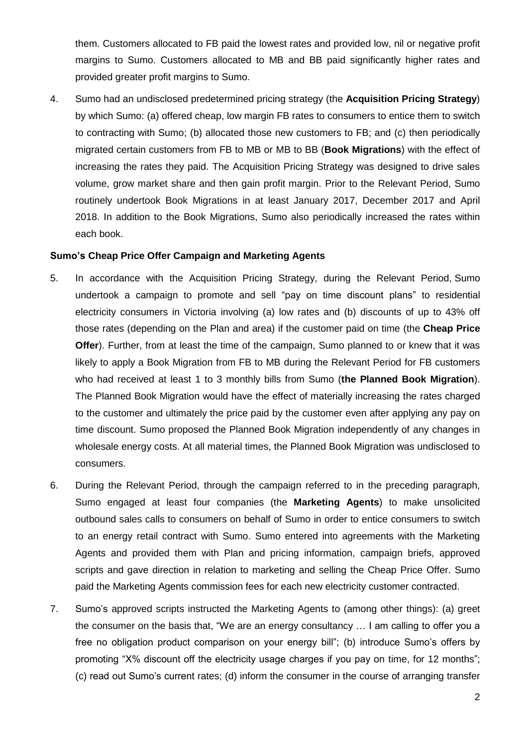them. Customers allocated to FB paid the lowest rates and provided low, nil or negative profit margins to Sumo. Customers allocated to MB and BB paid significantly higher rates and provided greater profit margins to Sumo.

4. Sumo had an undisclosed predetermined pricing strategy (the **Acquisition Pricing Strategy**) by which Sumo: (a) offered cheap, low margin FB rates to consumers to entice them to switch to contracting with Sumo; (b) allocated those new customers to FB; and (c) then periodically migrated certain customers from FB to MB or MB to BB (**Book Migrations**) with the effect of increasing the rates they paid. The Acquisition Pricing Strategy was designed to drive sales volume, grow market share and then gain profit margin. Prior to the Relevant Period, Sumo routinely undertook Book Migrations in at least January 2017, December 2017 and April 2018. In addition to the Book Migrations, Sumo also periodically increased the rates within each book.

**Sumo's Cheap Price Offer Campaign and Marketing Agents**

5. In accordance with the Acquisition Pricing Strategy, during the Relevant Period, Sumo undertook a campaign to promote and sell "pay on time discount plans" to residential electricity consumers in Victoria involving (a) low rates and (b) discounts of up to 43% off those rates (depending on the Plan and area) if the customer paid on time (the **Cheap Price Offer**). Further, from at least the time of the campaign, Sumo planned to or knew that it was likely to apply a Book Migration from FB to MB during the Relevant Period for FB customers who had received at least 1 to 3 monthly bills from Sumo (**the Planned Book Migration**). The Planned Book Migration would have the effect of materially increasing the rates charged to the customer and ultimately the price paid by the customer even after applying any pay on time discount. Sumo proposed the Planned Book Migration independently of any changes in wholesale energy costs. At all material times, the Planned Book Migration was undisclosed to consumers.

6. During the Relevant Period, through the campaign referred to in the preceding paragraph, Sumo engaged at least four companies (the **Marketing Agents**) to make unsolicited outbound sales calls to consumers on behalf of Sumo in order to entice consumers to switch to an energy retail contract with Sumo. Sumo entered into agreements with the Marketing Agents and provided them with Plan and pricing information, campaign briefs, approved scripts and gave direction in relation to marketing and selling the Cheap Price Offer. Sumo paid the Marketing Agents commission fees for each new electricity customer contracted.

7. Sumo's approved scripts instructed the Marketing Agents to (among other things): (a) greet the consumer on the basis that, "We are an energy consultancy … I am calling to offer you a free no obligation product comparison on your energy bill"; (b) introduce Sumo's offers by promoting "X% discount off the electricity usage charges if you pay on time, for 12 months"; (c) read out Sumo's current rates; (d) inform the consumer in the course of arranging transfer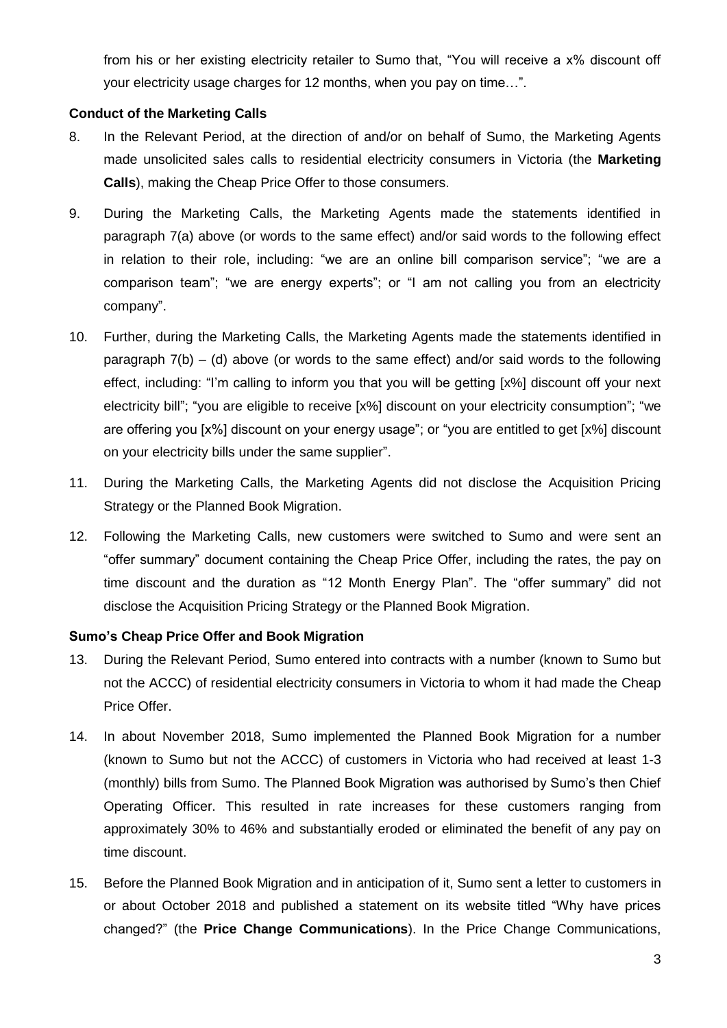from his or her existing electricity retailer to Sumo that, "You will receive a x% discount off your electricity usage charges for 12 months, when you pay on time…".

**Conduct of the Marketing Calls**

8. In the Relevant Period, at the direction of and/or on behalf of Sumo, the Marketing Agents made unsolicited sales calls to residential electricity consumers in Victoria (the **Marketing Calls**), making the Cheap Price Offer to those consumers.

9. During the Marketing Calls, the Marketing Agents made the statements identified in paragraph 7(a) above (or words to the same effect) and/or said words to the following effect in relation to their role, including: "we are an online bill comparison service"; "we are a comparison team"; "we are energy experts"; or "I am not calling you from an electricity company".

10. Further, during the Marketing Calls, the Marketing Agents made the statements identified in paragraph 7(b) – (d) above (or words to the same effect) and/or said words to the following effect, including: "I'm calling to inform you that you will be getting [x%] discount off your next electricity bill"; "you are eligible to receive [x%] discount on your electricity consumption"; "we are offering you [x%] discount on your energy usage"; or "you are entitled to get [x%] discount on your electricity bills under the same supplier".

11. During the Marketing Calls, the Marketing Agents did not disclose the Acquisition Pricing Strategy or the Planned Book Migration.

12. Following the Marketing Calls, new customers were switched to Sumo and were sent an "offer summary" document containing the Cheap Price Offer, including the rates, the pay on time discount and the duration as "12 Month Energy Plan". The "offer summary" did not disclose the Acquisition Pricing Strategy or the Planned Book Migration.

**Sumo's Cheap Price Offer and Book Migration**

13. During the Relevant Period, Sumo entered into contracts with a number (known to Sumo but not the ACCC) of residential electricity consumers in Victoria to whom it had made the Cheap Price Offer.

14. In about November 2018, Sumo implemented the Planned Book Migration for a number (known to Sumo but not the ACCC) of customers in Victoria who had received at least 1-3 (monthly) bills from Sumo. The Planned Book Migration was authorised by Sumo's then Chief Operating Officer. This resulted in rate increases for these customers ranging from approximately 30% to 46% and substantially eroded or eliminated the benefit of any pay on time discount.

15. Before the Planned Book Migration and in anticipation of it, Sumo sent a letter to customers in or about October 2018 and published a statement on its website titled "Why have prices changed?" (the **Price Change Communications**). In the Price Change Communications,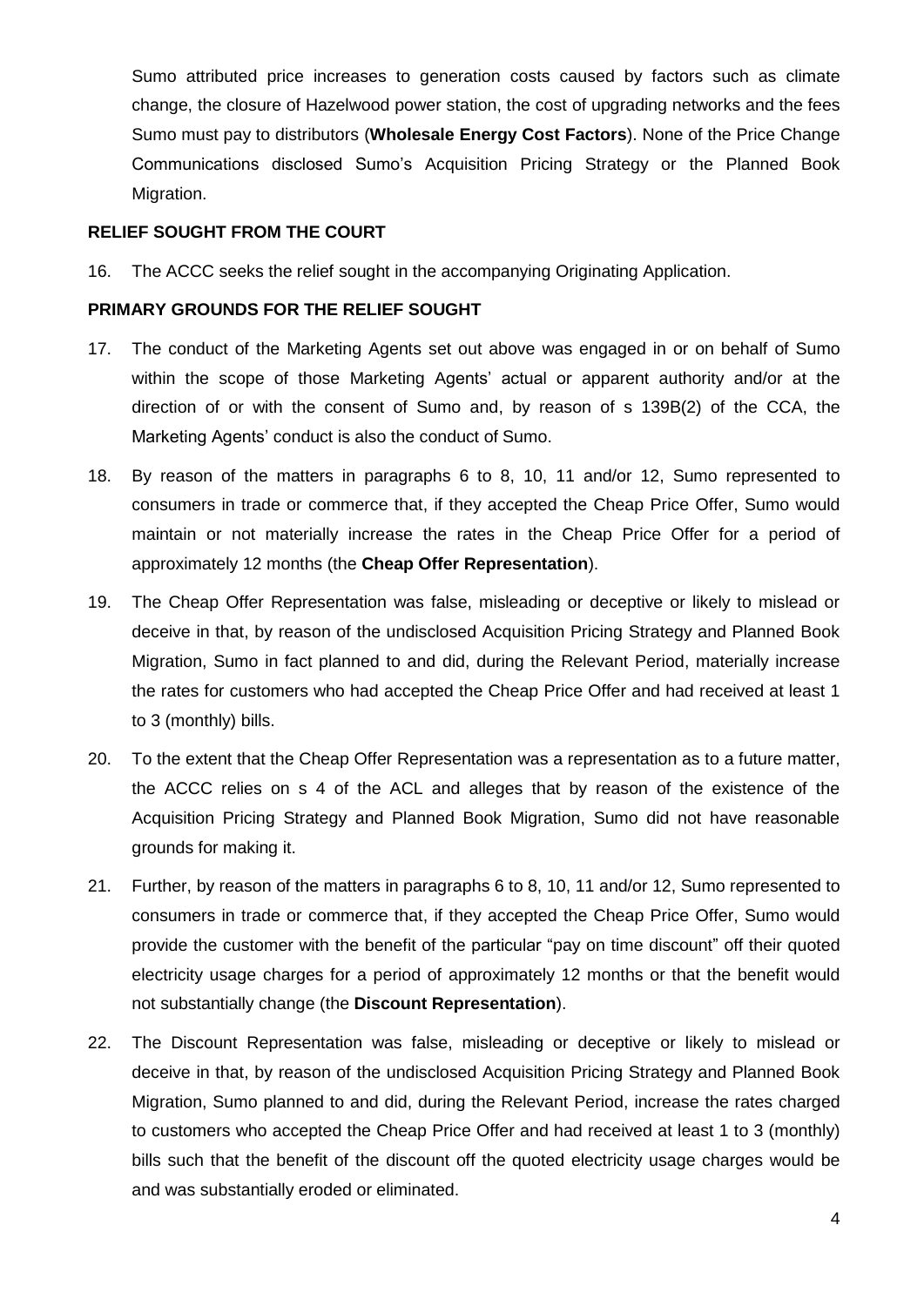Sumo attributed price increases to generation costs caused by factors such as climate change, the closure of Hazelwood power station, the cost of upgrading networks and the fees Sumo must pay to distributors (**Wholesale Energy Cost Factors**). None of the Price Change Communications disclosed Sumo's Acquisition Pricing Strategy or the Planned Book Migration.

**RELIEF SOUGHT FROM THE COURT**

16. The ACCC seeks the relief sought in the accompanying Originating Application.

**PRIMARY GROUNDS FOR THE RELIEF SOUGHT**

17. The conduct of the Marketing Agents set out above was engaged in or on behalf of Sumo within the scope of those Marketing Agents' actual or apparent authority and/or at the direction of or with the consent of Sumo and, by reason of s 139B(2) of the CCA, the Marketing Agents' conduct is also the conduct of Sumo.

18. By reason of the matters in paragraphs 6 to 8, 10, 11 and/or 12, Sumo represented to consumers in trade or commerce that, if they accepted the Cheap Price Offer, Sumo would maintain or not materially increase the rates in the Cheap Price Offer for a period of approximately 12 months (the **Cheap Offer Representation**).

19. The Cheap Offer Representation was false, misleading or deceptive or likely to mislead or deceive in that, by reason of the undisclosed Acquisition Pricing Strategy and Planned Book Migration, Sumo in fact planned to and did, during the Relevant Period, materially increase the rates for customers who had accepted the Cheap Price Offer and had received at least 1 to 3 (monthly) bills.

20. To the extent that the Cheap Offer Representation was a representation as to a future matter, the ACCC relies on s 4 of the ACL and alleges that by reason of the existence of the Acquisition Pricing Strategy and Planned Book Migration, Sumo did not have reasonable grounds for making it.

21. Further, by reason of the matters in paragraphs 6 to 8, 10, 11 and/or 12, Sumo represented to consumers in trade or commerce that, if they accepted the Cheap Price Offer, Sumo would provide the customer with the benefit of the particular "pay on time discount" off their quoted electricity usage charges for a period of approximately 12 months or that the benefit would not substantially change (the **Discount Representation**).

22. The Discount Representation was false, misleading or deceptive or likely to mislead or deceive in that, by reason of the undisclosed Acquisition Pricing Strategy and Planned Book Migration, Sumo planned to and did, during the Relevant Period, increase the rates charged to customers who accepted the Cheap Price Offer and had received at least 1 to 3 (monthly) bills such that the benefit of the discount off the quoted electricity usage charges would be and was substantially eroded or eliminated.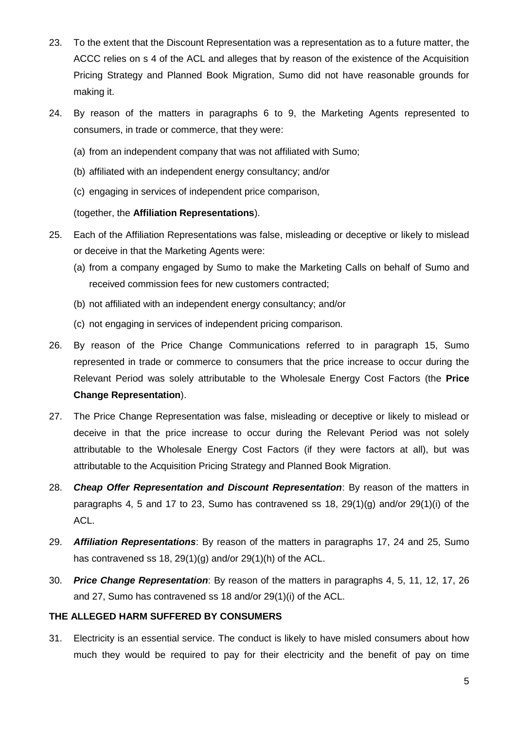23. To the extent that the Discount Representation was a representation as to a future matter, the ACCC relies on s 4 of the ACL and alleges that by reason of the existence of the Acquisition Pricing Strategy and Planned Book Migration, Sumo did not have reasonable grounds for making it.

24. By reason of the matters in paragraphs 6 to 9, the Marketing Agents represented to consumers, in trade or commerce, that they were:

    (a) from an independent company that was not affiliated with Sumo;

    (b) affiliated with an independent energy consultancy; and/or

    (c) engaging in services of independent price comparison,

    (together, the **Affiliation Representations**).

25. Each of the Affiliation Representations was false, misleading or deceptive or likely to mislead or deceive in that the Marketing Agents were:

    (a) from a company engaged by Sumo to make the Marketing Calls on behalf of Sumo and received commission fees for new customers contracted;

    (b) not affiliated with an independent energy consultancy; and/or

    (c) not engaging in services of independent pricing comparison.

26. By reason of the Price Change Communications referred to in paragraph 15, Sumo represented in trade or commerce to consumers that the price increase to occur during the Relevant Period was solely attributable to the Wholesale Energy Cost Factors (the **Price Change Representation**).

27. The Price Change Representation was false, misleading or deceptive or likely to mislead or deceive in that the price increase to occur during the Relevant Period was not solely attributable to the Wholesale Energy Cost Factors (if they were factors at all), but was attributable to the Acquisition Pricing Strategy and Planned Book Migration.

28. ***Cheap Offer Representation and Discount Representation***: By reason of the matters in paragraphs 4, 5 and 17 to 23, Sumo has contravened ss 18, 29(1)(g) and/or 29(1)(i) of the ACL.

29. ***Affiliation Representations***: By reason of the matters in paragraphs 17, 24 and 25, Sumo has contravened ss 18, 29(1)(g) and/or 29(1)(h) of the ACL.

30. ***Price Change Representation***: By reason of the matters in paragraphs 4, 5, 11, 12, 17, 26 and 27, Sumo has contravened ss 18 and/or 29(1)(i) of the ACL.

**THE ALLEGED HARM SUFFERED BY CONSUMERS**

31. Electricity is an essential service. The conduct is likely to have misled consumers about how much they would be required to pay for their electricity and the benefit of pay on time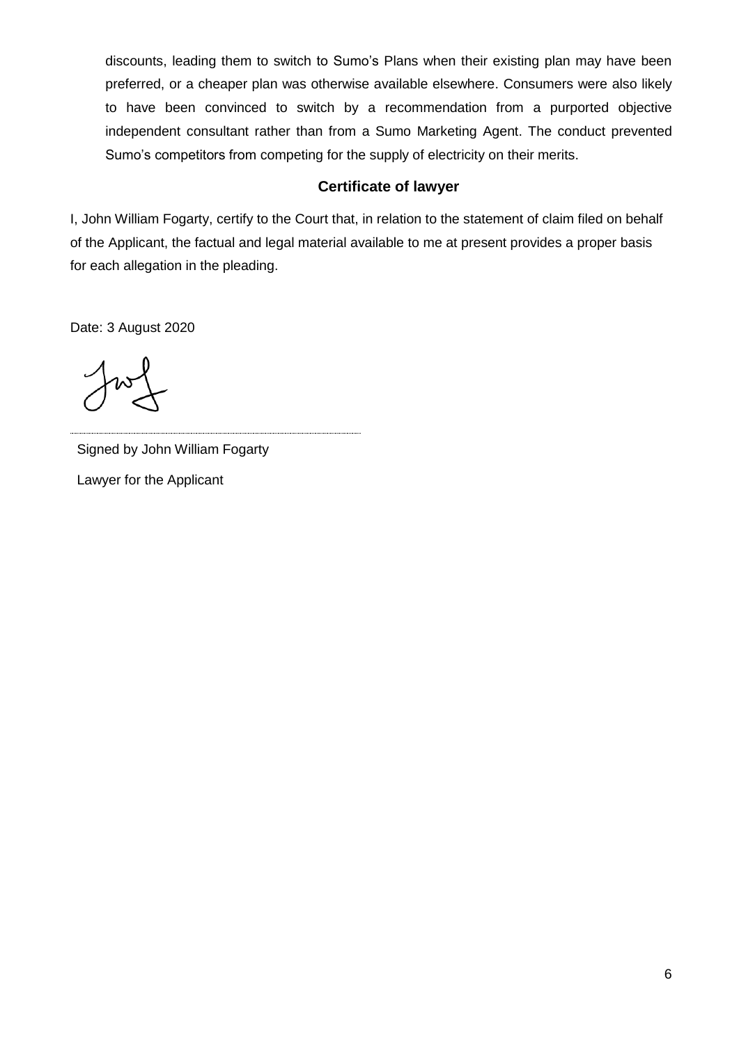discounts, leading them to switch to Sumo's Plans when their existing plan may have been preferred, or a cheaper plan was otherwise available elsewhere. Consumers were also likely to have been convinced to switch by a recommendation from a purported objective independent consultant rather than from a Sumo Marketing Agent. The conduct prevented Sumo's competitors from competing for the supply of electricity on their merits.

## Certificate of lawyer

I, John William Fogarty, certify to the Court that, in relation to the statement of claim filed on behalf of the Applicant, the factual and legal material available to me at present provides a proper basis for each allegation in the pleading.

Date: 3 August 2020

Signed by John William Fogarty

Lawyer for the Applicant